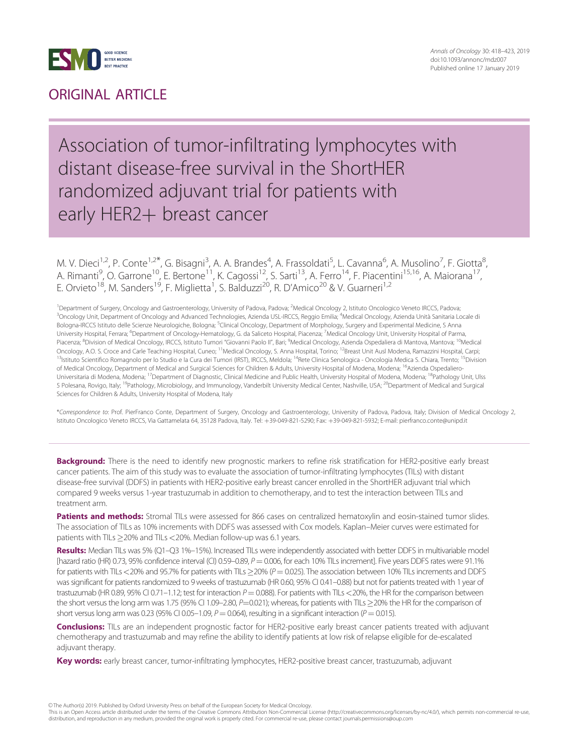## ORIGINAL ARTICLE

# Association of tumor-infiltrating lymphocytes with distant disease-free survival in the ShortHER randomized adjuvant trial for patients with early HER2+ breast cancer

M. V. Dieci[1,2], P. Conte[1,2*], G. Bisagni[3], A. A. Brandes[4], A. Frassoldati[5], L. Cavanna[6], A. Musolino[7], F. Giotta[8], A. Rimanti[9], O. Garrone[10], E. Bertone[11], K. Cagossi[12], S. Sarti[13], A. Ferro[14], F. Piacentini[15,16], A. Maiorana[17], E. Orvieto[18], M. Sanders[19], F. Miglietta[1], S. Balduzzi[20], R. D'Amico[20] & V. Guarneri[1,2]

[1]Department of Surgery, Oncology and Gastroenterology, University of Padova, Padova; [2]Medical Oncology 2, Istituto Oncologico Veneto IRCCS, Padova; [3]Oncology Unit, Department of Oncology and Advanced Technologies, Azienda USL-IRCCS, Reggio Emilia; [4]Medical Oncology, Azienda Unità Sanitaria Locale di Bologna-IRCCS Istituto delle Scienze Neurologiche, Bologna; [5]Clinical Oncology, Department of Morphology, Surgery and Experimental Medicine, S Anna University Hospital, Ferrara; [6]Department of Oncology-Hematology, G. da Saliceto Hospital, Piacenza; [7]Medical Oncology Unit, University Hospital of Parma, Piacenza; [8]Division of Medical Oncology, IRCCS, Istituto Tumori "Giovanni Paolo II", Bari; [9]Medical Oncology, Azienda Ospedaliera di Mantova, Mantova; [10]Medical Oncology, A.O. S. Croce and Carle Teaching Hospital, Cuneo; [11]Medical Oncology, S. Anna Hospital, Torino; [12]Breast Unit Ausl Modena, Ramazzini Hospital, Carpi; [13]Istituto Scientifico Romagnolo per lo Studio e la Cura dei Tumori (IRST), IRCCS, Meldola; [14]Rete Clinica Senologica - Oncologia Medica S. Chiara, Trento; [15]Division of Medical Oncology, Department of Medical and Surgical Sciences for Children & Adults, University Hospital of Modena, Modena; [16]Azienda Ospedaliero-Universitaria di Modena, Modena; [17]Department of Diagnostic, Clinical Medicine and Public Health, University Hospital of Modena, Modena; [18]Pathology Unit, Ulss 5 Polesana, Rovigo, Italy; [19]Pathology, Microbiology, and Immunology, Vanderbilt University Medical Center, Nashville, USA; [20]Department of Medical and Surgical Sciences for Children & Adults, University Hospital of Modena, Italy

\*Correspondence to: Prof. PierFranco Conte, Department of Surgery, Oncology and Gastroenterology, University of Padova, Padova, Italy; Division of Medical Oncology 2, Istituto Oncologico Veneto IRCCS, Via Gattamelata 64, 35128 Padova, Italy. Tel: +39-049-821-5290; Fax: +39-049-821-5932; E-mail: pierfranco.conte@unipd.it

**Background:** There is the need to identify new prognostic markers to refine risk stratification for HER2-positive early breast cancer patients. The aim of this study was to evaluate the association of tumor-infiltrating lymphocytes (TILs) with distant disease-free survival (DDFS) in patients with HER2-positive early breast cancer enrolled in the ShortHER adjuvant trial which compared 9 weeks versus 1-year trastuzumab in addition to chemotherapy, and to test the interaction between TILs and treatment arm.

**Patients and methods:** Stromal TILs were assessed for 866 cases on centralized hematoxylin and eosin-stained tumor slides. The association of TILs as 10% increments with DDFS was assessed with Cox models. Kaplan–Meier curves were estimated for patients with TILs $\geq$20% and TILs <20%. Median follow-up was 6.1 years.

**Results:** Median TILs was 5% (Q1–Q3 1%–15%). Increased TILs were independently associated with better DDFS in multivariable model [hazard ratio (HR) 0.73, 95% confidence interval (CI) 0.59–0.89, $P = 0.006$, for each 10% TILs increment]. Five years DDFS rates were 91.1% for patients with TILs <20% and 95.7% for patients with TILs $\geq$20% ($P = 0.025$). The association between 10% TILs increments and DDFS was significant for patients randomized to 9 weeks of trastuzumab (HR 0.60, 95% CI 0.41–0.88) but not for patients treated with 1 year of trastuzumab (HR 0.89, 95% CI 0.71–1.12; test for interaction $P = 0.088$). For patients with TILs <20%, the HR for the comparison between the short versus the long arm was 1.75 (95% CI 1.09–2.80, $P = 0.021$); whereas, for patients with TILs $\geq$20% the HR for the comparison of short versus long arm was 0.23 (95% CI 0.05–1.09, $P = 0.064$), resulting in a significant interaction ($P = 0.015$).

**Conclusions:** TILs are an independent prognostic factor for HER2-positive early breast cancer patients treated with adjuvant chemotherapy and trastuzumab and may refine the ability to identify patients at low risk of relapse eligible for de-escalated adjuvant therapy.

**Key words:** early breast cancer, tumor-infiltrating lymphocytes, HER2-positive breast cancer, trastuzumab, adjuvant

© The Author(s) 2019. Published by Oxford University Press on behalf of the European Society for Medical Oncology.
This is an Open Access article distributed under the terms of the Creative Commons Attribution Non-Commercial License (http://creativecommons.org/licenses/by-nc/4.0/), which permits non-commercial re-use, distribution, and reproduction in any medium, provided the original work is properly cited. For commercial re-use, please contact journals.permissions@oup.com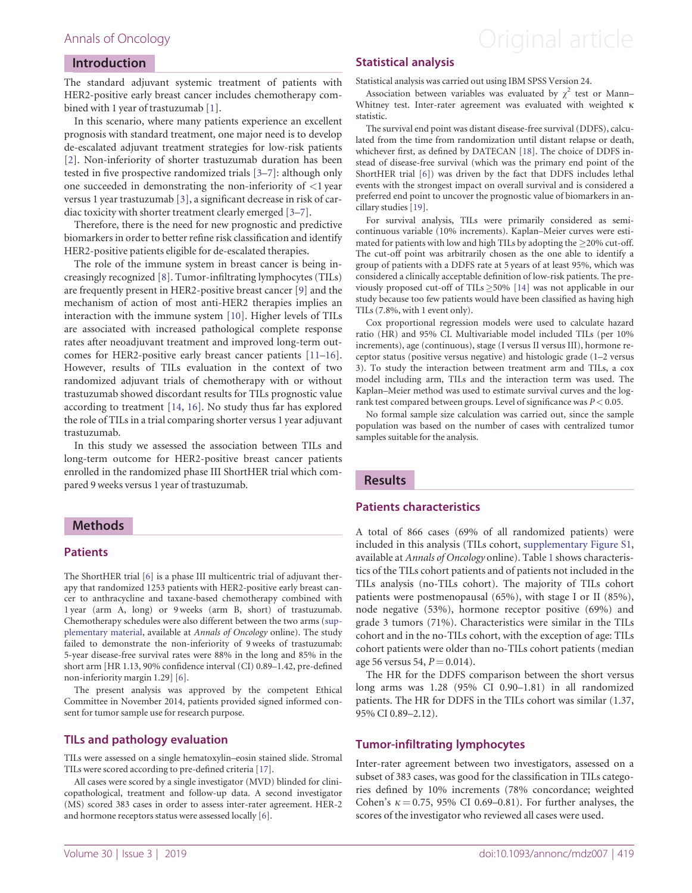## Introduction

The standard adjuvant systemic treatment of patients with HER2-positive early breast cancer includes chemotherapy combined with 1 year of trastuzumab [1].

In this scenario, where many patients experience an excellent prognosis with standard treatment, one major need is to develop de-escalated adjuvant treatment strategies for low-risk patients [2]. Non-inferiority of shorter trastuzumab duration has been tested in five prospective randomized trials [3–7]: although only one succeeded in demonstrating the non-inferiority of <1 year versus 1 year trastuzumab [3], a significant decrease in risk of cardiac toxicity with shorter treatment clearly emerged [3–7].

Therefore, there is the need for new prognostic and predictive biomarkers in order to better refine risk classification and identify HER2-positive patients eligible for de-escalated therapies.

The role of the immune system in breast cancer is being increasingly recognized [8]. Tumor-infiltrating lymphocytes (TILs) are frequently present in HER2-positive breast cancer [9] and the mechanism of action of most anti-HER2 therapies implies an interaction with the immune system [10]. Higher levels of TILs are associated with increased pathological complete response rates after neoadjuvant treatment and improved long-term outcomes for HER2-positive early breast cancer patients [11–16]. However, results of TILs evaluation in the context of two randomized adjuvant trials of chemotherapy with or without trastuzumab showed discordant results for TILs prognostic value according to treatment [14, 16]. No study thus far has explored the role of TILs in a trial comparing shorter versus 1 year adjuvant trastuzumab.

In this study we assessed the association between TILs and long-term outcome for HER2-positive breast cancer patients enrolled in the randomized phase III ShortHER trial which compared 9 weeks versus 1 year of trastuzumab.

## Methods

### Patients

The ShortHER trial [6] is a phase III multicentric trial of adjuvant therapy that randomized 1253 patients with HER2-positive early breast cancer to anthracycline and taxane-based chemotherapy combined with 1 year (arm A, long) or 9 weeks (arm B, short) of trastuzumab. Chemotherapy schedules were also different between the two arms (supplementary material, available at *Annals of Oncology* online). The study failed to demonstrate the non-inferiority of 9 weeks of trastuzumab: 5-year disease-free survival rates were 88% in the long and 85% in the short arm [HR 1.13, 90% confidence interval (CI) 0.89–1.42, pre-defined non-inferiority margin 1.29] [6].

The present analysis was approved by the competent Ethical Committee in November 2014, patients provided signed informed consent for tumor sample use for research purpose.

### TILs and pathology evaluation

TILs were assessed on a single hematoxylin–eosin stained slide. Stromal TILs were scored according to pre-defined criteria [17].

All cases were scored by a single investigator (MVD) blinded for clinicopathological, treatment and follow-up data. A second investigator (MS) scored 383 cases in order to assess inter-rater agreement. HER-2 and hormone receptors status were assessed locally [6].

### Statistical analysis

Statistical analysis was carried out using IBM SPSS Version 24.

Association between variables was evaluated by $\chi^2$ test or Mann–Whitney test. Inter-rater agreement was evaluated with weighted $\kappa$ statistic.

The survival end point was distant disease-free survival (DDFS), calculated from the time from randomization until distant relapse or death, whichever first, as defined by DATECAN [18]. The choice of DDFS instead of disease-free survival (which was the primary end point of the ShortHER trial [6]) was driven by the fact that DDFS includes lethal events with the strongest impact on overall survival and is considered a preferred end point to uncover the prognostic value of biomarkers in ancillary studies [19].

For survival analysis, TILs were primarily considered as semi-continuous variable (10% increments). Kaplan–Meier curves were estimated for patients with low and high TILs by adopting the ≥20% cut-off. The cut-off point was arbitrarily chosen as the one able to identify a group of patients with a DDFS rate at 5 years of at least 95%, which was considered a clinically acceptable definition of low-risk patients. The previously proposed cut-off of TILs ≥50% [14] was not applicable in our study because too few patients would have been classified as having high TILs (7.8%, with 1 event only).

Cox proportional regression models were used to calculate hazard ratio (HR) and 95% CI. Multivariable model included TILs (per 10% increments), age (continuous), stage (I versus II versus III), hormone receptor status (positive versus negative) and histologic grade (1–2 versus 3). To study the interaction between treatment arm and TILs, a cox model including arm, TILs and the interaction term was used. The Kaplan–Meier method was used to estimate survival curves and the log-rank test compared between groups. Level of significance was $P < 0.05$.

No formal sample size calculation was carried out, since the sample population was based on the number of cases with centralized tumor samples suitable for the analysis.

## Results

### Patients characteristics

A total of 866 cases (69% of all randomized patients) were included in this analysis (TILs cohort, supplementary Figure S1, available at *Annals of Oncology* online). Table 1 shows characteristics of the TILs cohort patients and of patients not included in the TILs analysis (no-TILs cohort). The majority of TILs cohort patients were postmenopausal (65%), with stage I or II (85%), node negative (53%), hormone receptor positive (69%) and grade 3 tumors (71%). Characteristics were similar in the TILs cohort and in the no-TILs cohort, with the exception of age: TILs cohort patients were older than no-TILs cohort patients (median age 56 versus 54, $P = 0.014$).

The HR for the DDFS comparison between the short versus long arms was 1.28 (95% CI 0.90–1.81) in all randomized patients. The HR for DDFS in the TILs cohort was similar (1.37, 95% CI 0.89–2.12).

### Tumor-infiltrating lymphocytes

Inter-rater agreement between two investigators, assessed on a subset of 383 cases, was good for the classification in TILs categories defined by 10% increments (78% concordance; weighted Cohen's $\kappa = 0.75$, 95% CI 0.69–0.81). For further analyses, the scores of the investigator who reviewed all cases were used.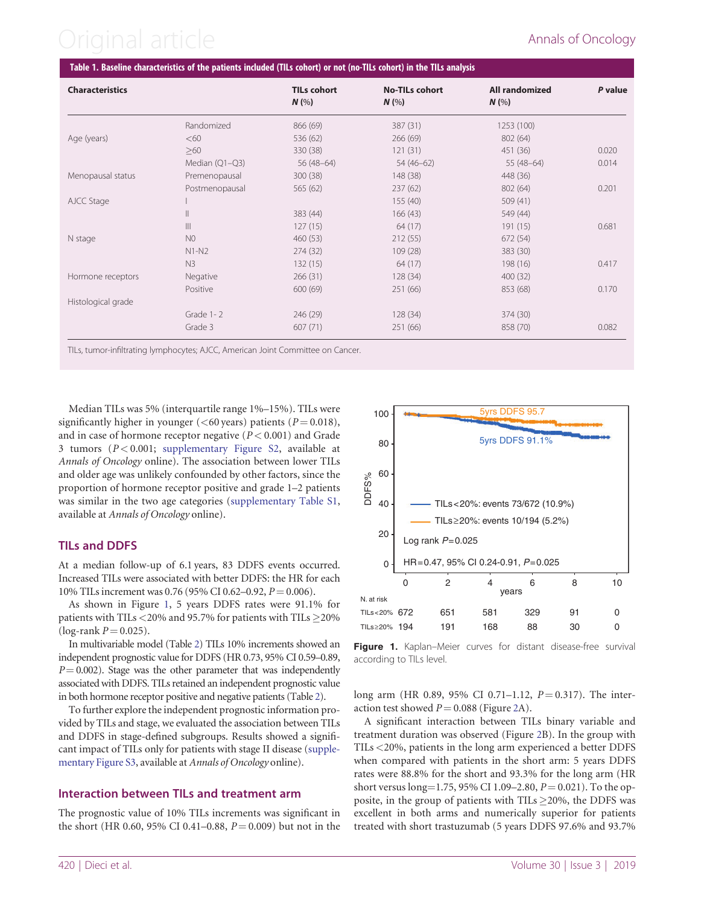**Table 1. Baseline characteristics of the patients included (TILs cohort) or not (no-TILs cohort) in the TILs analysis**

| Characteristics | | TILs cohort N (%) | No-TILs cohort N (%) | All randomized N (%) | P value |
|---|---|---|---|---|---|
| | Randomized | 866 (69) | 387 (31) | 1253 (100) | |
| Age (years) | <60 | 536 (62) | 266 (69) | 802 (64) | |
| | ≥60 | 330 (38) | 121 (31) | 451 (36) | 0.020 |
| | Median (Q1–Q3) | 56 (48–64) | 54 (46–62) | 55 (48–64) | 0.014 |
| Menopausal status | Premenopausal | 300 (38) | 148 (38) | 448 (36) | |
| | Postmenopausal | 565 (62) | 237 (62) | 802 (64) | 0.201 |
| AJCC Stage | I | | 155 (40) | 509 (41) | |
| | II | 383 (44) | 166 (43) | 549 (44) | |
| | III | 127 (15) | 64 (17) | 191 (15) | 0.681 |
| N stage | N0 | 460 (53) | 212 (55) | 672 (54) | |
| | N1-N2 | 274 (32) | 109 (28) | 383 (30) | |
| | N3 | 132 (15) | 64 (17) | 198 (16) | 0.417 |
| Hormone receptors | Negative | 266 (31) | 128 (34) | 400 (32) | |
| | Positive | 600 (69) | 251 (66) | 853 (68) | 0.170 |
| Histological grade | | | | | |
| | Grade 1- 2 | 246 (29) | 128 (34) | 374 (30) | |
| | Grade 3 | 607 (71) | 251 (66) | 858 (70) | 0.082 |

TILs, tumor-infiltrating lymphocytes; AJCC, American Joint Committee on Cancer.

Median TILs was 5% (interquartile range 1%–15%). TILs were significantly higher in younger (<60 years) patients ($P = 0.018$), and in case of hormone receptor negative ($P < 0.001$) and Grade 3 tumors ($P < 0.001$; supplementary Figure S2, available at *Annals of Oncology* online). The association between lower TILs and older age was unlikely confounded by other factors, since the proportion of hormone receptor positive and grade 1–2 patients was similar in the two age categories (supplementary Table S1, available at *Annals of Oncology* online).

## TILs and DDFS

At a median follow-up of 6.1 years, 83 DDFS events occurred. Increased TILs were associated with better DDFS: the HR for each 10% TILs increment was 0.76 (95% CI 0.62–0.92, $P = 0.006$).

As shown in Figure 1, 5 years DDFS rates were 91.1% for patients with TILs <20% and 95.7% for patients with TILs ≥20% (log-rank $P = 0.025$).

In multivariable model (Table 2) TILs 10% increments showed an independent prognostic value for DDFS (HR 0.73, 95% CI 0.59–0.89, $P = 0.002$). Stage was the other parameter that was independently associated with DDFS. TILs retained an independent prognostic value in both hormone receptor positive and negative patients (Table 2).

To further explore the independent prognostic information provided by TILs and stage, we evaluated the association between TILs and DDFS in stage-defined subgroups. Results showed a significant impact of TILs only for patients with stage II disease (supplementary Figure S3, available at *Annals of Oncology* online).

## Interaction between TILs and treatment arm

The prognostic value of 10% TILs increments was significant in the short (HR 0.60, 95% CI 0.41–0.88, $P = 0.009$) but not in the long arm (HR 0.89, 95% CI 0.71–1.12, $P = 0.317$). The interaction test showed $P = 0.088$ (Figure 2A).

A significant interaction between TILs binary variable and treatment duration was observed (Figure 2B). In the group with TILs <20%, patients in the long arm experienced a better DDFS when compared with patients in the short arm: 5 years DDFS rates were 88.8% for the short and 93.3% for the long arm (HR short versus long=1.75, 95% CI 1.09–2.80, $P = 0.021$). To the opposite, in the group of patients with TILs ≥20%, the DDFS was excellent in both arms and numerically superior for patients treated with short trastuzumab (5 years DDFS 97.6% and 93.7%

**Figure 1.** Kaplan–Meier curves for distant disease-free survival according to TILs level.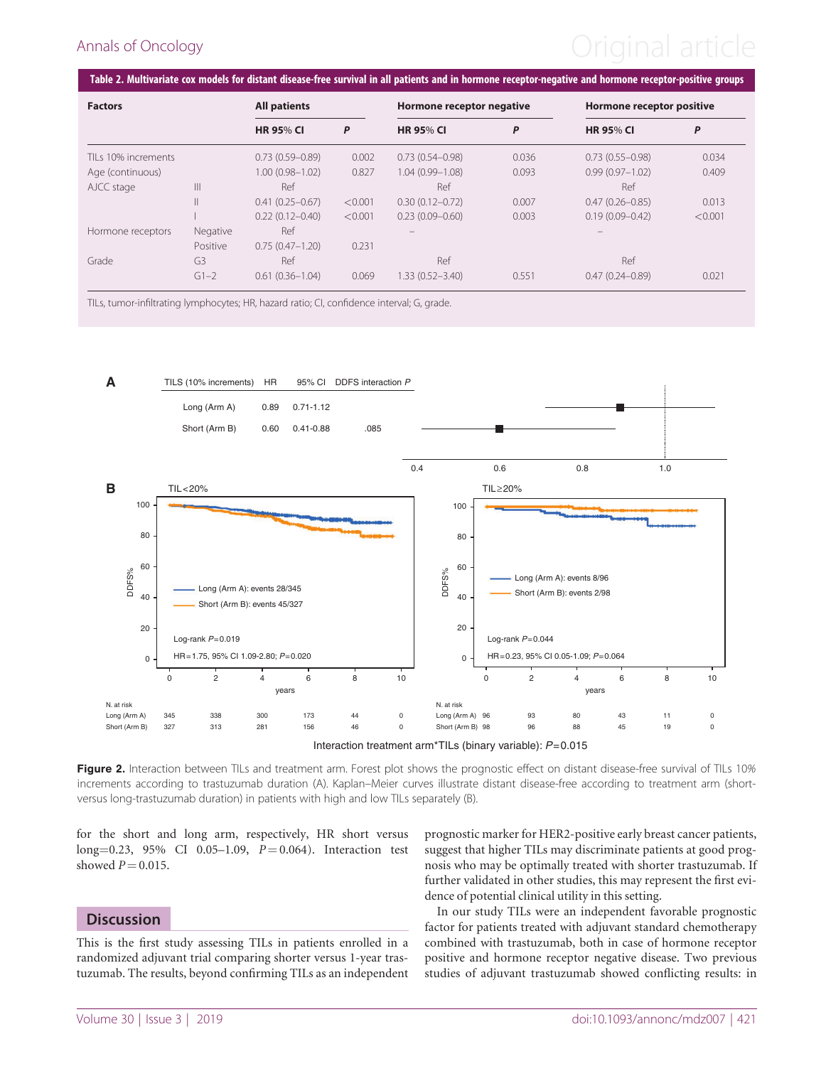**Table 2. Multivariate cox models for distant disease-free survival in all patients and in hormone receptor-negative and hormone receptor-positive groups**

| Factors | | All patients | | Hormone receptor negative | | Hormone receptor positive | |
|---|---|---|---|---|---|---|---|
| | | HR 95% CI | *P* | HR 95% CI | *P* | HR 95% CI | *P* |
| TILs 10% increments | | 0.73 (0.59–0.89) | 0.002 | 0.73 (0.54–0.98) | 0.036 | 0.73 (0.55–0.98) | 0.034 |
| Age (continuous) | | 1.00 (0.98–1.02) | 0.827 | 1.04 (0.99–1.08) | 0.093 | 0.99 (0.97–1.02) | 0.409 |
| AJCC stage | III | Ref | | Ref | | Ref | |
| | II | 0.41 (0.25–0.67) | <0.001 | 0.30 (0.12–0.72) | 0.007 | 0.47 (0.26–0.85) | 0.013 |
| | I | 0.22 (0.12–0.40) | <0.001 | 0.23 (0.09–0.60) | 0.003 | 0.19 (0.09–0.42) | <0.001 |
| Hormone receptors | Negative | Ref | | – | | – | |
| | Positive | 0.75 (0.47–1.20) | 0.231 | | | | |
| Grade | G3 | Ref | | Ref | | Ref | |
| | G1–2 | 0.61 (0.36–1.04) | 0.069 | 1.33 (0.52–3.40) | 0.551 | 0.47 (0.24–0.89) | 0.021 |

TILs, tumor-infiltrating lymphocytes; HR, hazard ratio; CI, confidence interval; G, grade.

**Figure 2.** Interaction between TILs and treatment arm. Forest plot shows the prognostic effect on distant disease-free survival of TILs 10% increments according to trastuzumab duration (A). Kaplan–Meier curves illustrate distant disease-free according to treatment arm (short- versus long-trastuzumab duration) in patients with high and low TILs separately (B).

for the short and long arm, respectively, HR short versus long=0.23, 95% CI 0.05–1.09, $P = 0.064$). Interaction test showed $P = 0.015$.

## Discussion

This is the first study assessing TILs in patients enrolled in a randomized adjuvant trial comparing shorter versus 1-year trastuzumab. The results, beyond confirming TILs as an independent prognostic marker for HER2-positive early breast cancer patients, suggest that higher TILs may discriminate patients at good prognosis who may be optimally treated with shorter trastuzumab. If further validated in other studies, this may represent the first evidence of potential clinical utility in this setting.

In our study TILs were an independent favorable prognostic factor for patients treated with adjuvant standard chemotherapy combined with trastuzumab, both in case of hormone receptor positive and hormone receptor negative disease. Two previous studies of adjuvant trastuzumab showed conflicting results: in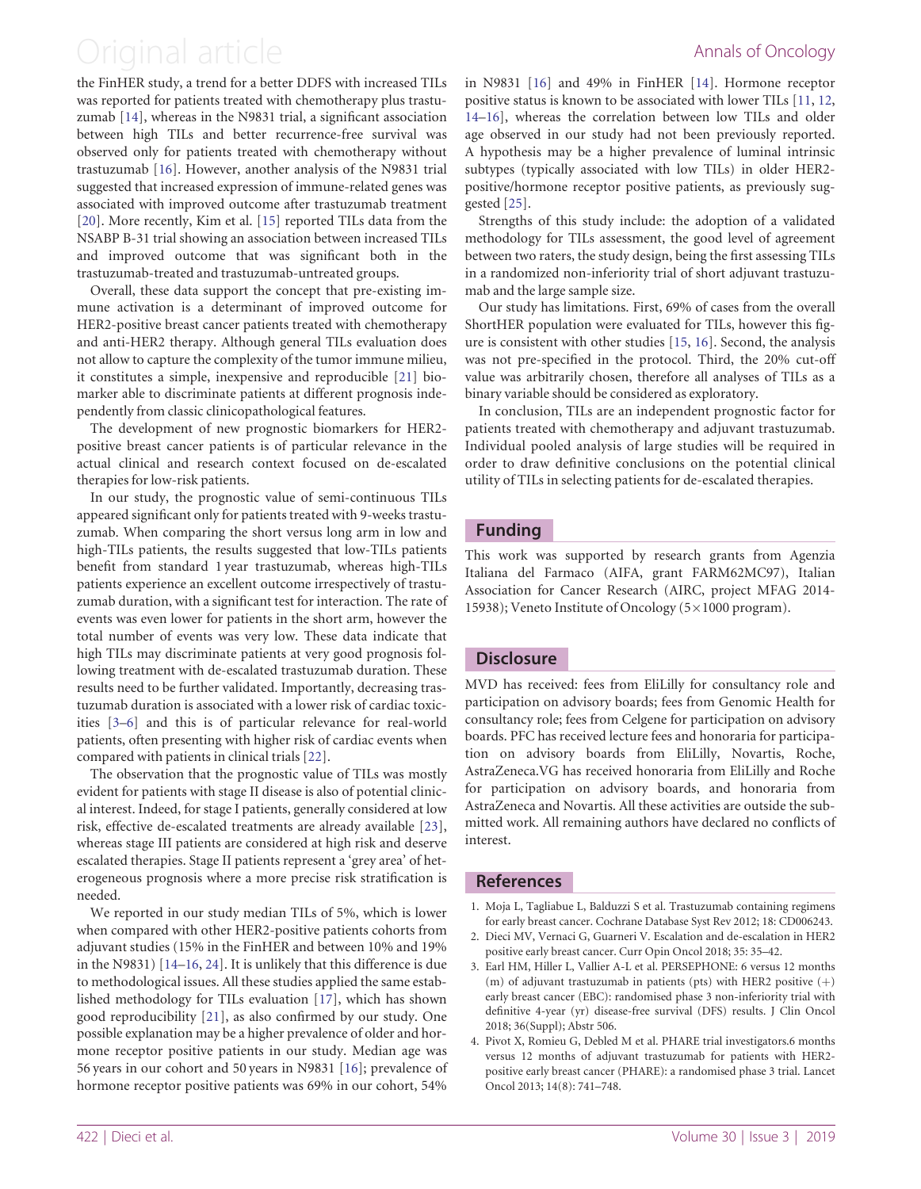the FinHER study, a trend for a better DDFS with increased TILs was reported for patients treated with chemotherapy plus trastuzumab [14], whereas in the N9831 trial, a significant association between high TILs and better recurrence-free survival was observed only for patients treated with chemotherapy without trastuzumab [16]. However, another analysis of the N9831 trial suggested that increased expression of immune-related genes was associated with improved outcome after trastuzumab treatment [20]. More recently, Kim et al. [15] reported TILs data from the NSABP B-31 trial showing an association between increased TILs and improved outcome that was significant both in the trastuzumab-treated and trastuzumab-untreated groups.

Overall, these data support the concept that pre-existing immune activation is a determinant of improved outcome for HER2-positive breast cancer patients treated with chemotherapy and anti-HER2 therapy. Although general TILs evaluation does not allow to capture the complexity of the tumor immune milieu, it constitutes a simple, inexpensive and reproducible [21] biomarker able to discriminate patients at different prognosis independently from classic clinicopathological features.

The development of new prognostic biomarkers for HER2-positive breast cancer patients is of particular relevance in the actual clinical and research context focused on de-escalated therapies for low-risk patients.

In our study, the prognostic value of semi-continuous TILs appeared significant only for patients treated with 9-weeks trastuzumab. When comparing the short versus long arm in low and high-TILs patients, the results suggested that low-TILs patients benefit from standard 1 year trastuzumab, whereas high-TILs patients experience an excellent outcome irrespectively of trastuzumab duration, with a significant test for interaction. The rate of events was even lower for patients in the short arm, however the total number of events was very low. These data indicate that high TILs may discriminate patients at very good prognosis following treatment with de-escalated trastuzumab duration. These results need to be further validated. Importantly, decreasing trastuzumab duration is associated with a lower risk of cardiac toxicities [3–6] and this is of particular relevance for real-world patients, often presenting with higher risk of cardiac events when compared with patients in clinical trials [22].

The observation that the prognostic value of TILs was mostly evident for patients with stage II disease is also of potential clinical interest. Indeed, for stage I patients, generally considered at low risk, effective de-escalated treatments are already available [23], whereas stage III patients are considered at high risk and deserve escalated therapies. Stage II patients represent a 'grey area' of heterogeneous prognosis where a more precise risk stratification is needed.

We reported in our study median TILs of 5%, which is lower when compared with other HER2-positive patients cohorts from adjuvant studies (15% in the FinHER and between 10% and 19% in the N9831) [14–16, 24]. It is unlikely that this difference is due to methodological issues. All these studies applied the same established methodology for TILs evaluation [17], which has shown good reproducibility [21], as also confirmed by our study. One possible explanation may be a higher prevalence of older and hormone receptor positive patients in our study. Median age was 56 years in our cohort and 50 years in N9831 [16]; prevalence of hormone receptor positive patients was 69% in our cohort, 54% in N9831 [16] and 49% in FinHER [14]. Hormone receptor positive status is known to be associated with lower TILs [11, 12, 14–16], whereas the correlation between low TILs and older age observed in our study had not been previously reported. A hypothesis may be a higher prevalence of luminal intrinsic subtypes (typically associated with low TILs) in older HER2-positive/hormone receptor positive patients, as previously suggested [25].

Strengths of this study include: the adoption of a validated methodology for TILs assessment, the good level of agreement between two raters, the study design, being the first assessing TILs in a randomized non-inferiority trial of short adjuvant trastuzumab and the large sample size.

Our study has limitations. First, 69% of cases from the overall ShortHER population were evaluated for TILs, however this figure is consistent with other studies [15, 16]. Second, the analysis was not pre-specified in the protocol. Third, the 20% cut-off value was arbitrarily chosen, therefore all analyses of TILs as a binary variable should be considered as exploratory.

In conclusion, TILs are an independent prognostic factor for patients treated with chemotherapy and adjuvant trastuzumab. Individual pooled analysis of large studies will be required in order to draw definitive conclusions on the potential clinical utility of TILs in selecting patients for de-escalated therapies.

## Funding

This work was supported by research grants from Agenzia Italiana del Farmaco (AIFA, grant FARM62MC97), Italian Association for Cancer Research (AIRC, project MFAG 2014-15938); Veneto Institute of Oncology (5×1000 program).

## Disclosure

MVD has received: fees from EliLilly for consultancy role and participation on advisory boards; fees from Genomic Health for consultancy role; fees from Celgene for participation on advisory boards. PFC has received lecture fees and honoraria for participation on advisory boards from EliLilly, Novartis, Roche, AstraZeneca.VG has received honoraria from EliLilly and Roche for participation on advisory boards, and honoraria from AstraZeneca and Novartis. All these activities are outside the submitted work. All remaining authors have declared no conflicts of interest.

## References

1. Moja L, Tagliabue L, Balduzzi S et al. Trastuzumab containing regimens for early breast cancer. Cochrane Database Syst Rev 2012; 18: CD006243.
2. Dieci MV, Vernaci G, Guarneri V. Escalation and de-escalation in HER2 positive early breast cancer. Curr Opin Oncol 2018; 35: 35–42.
3. Earl HM, Hiller L, Vallier A-L et al. PERSEPHONE: 6 versus 12 months (m) of adjuvant trastuzumab in patients (pts) with HER2 positive (+) early breast cancer (EBC): randomised phase 3 non-inferiority trial with definitive 4-year (yr) disease-free survival (DFS) results. J Clin Oncol 2018; 36(Suppl); Abstr 506.
4. Pivot X, Romieu G, Debled M et al. PHARE trial investigators.6 months versus 12 months of adjuvant trastuzumab for patients with HER2-positive early breast cancer (PHARE): a randomised phase 3 trial. Lancet Oncol 2013; 14(8): 741–748.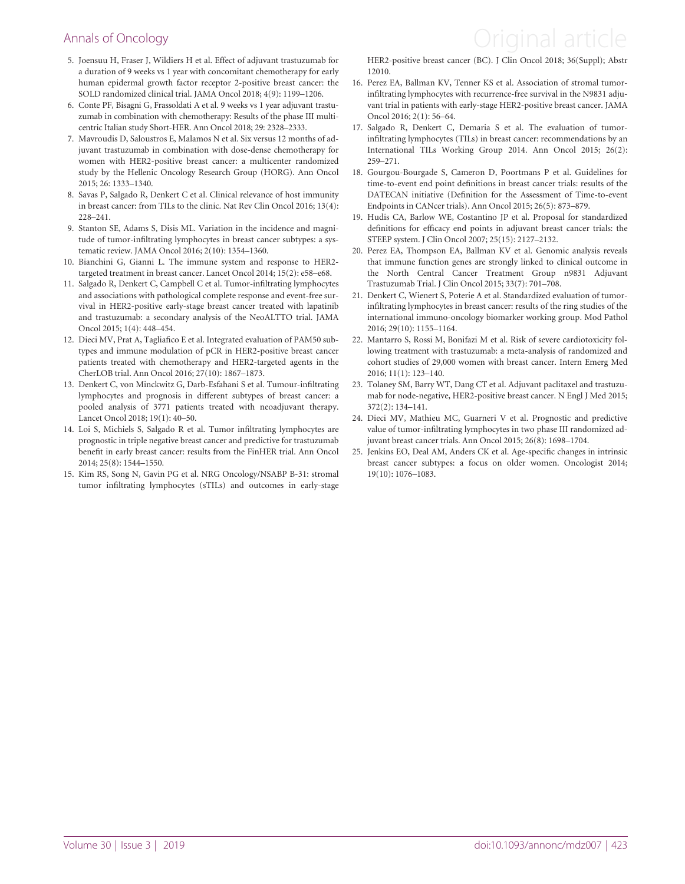5. Joensuu H, Fraser J, Wildiers H et al. Effect of adjuvant trastuzumab for a duration of 9 weeks vs 1 year with concomitant chemotherapy for early human epidermal growth factor receptor 2-positive breast cancer: the SOLD randomized clinical trial. JAMA Oncol 2018; 4(9): 1199–1206.
6. Conte PF, Bisagni G, Frassoldati A et al. 9 weeks vs 1 year adjuvant trastuzumab in combination with chemotherapy: Results of the phase III multicentric Italian study Short-HER. Ann Oncol 2018; 29: 2328–2333.
7. Mavroudis D, Saloustros E, Malamos N et al. Six versus 12 months of adjuvant trastuzumab in combination with dose-dense chemotherapy for women with HER2-positive breast cancer: a multicenter randomized study by the Hellenic Oncology Research Group (HORG). Ann Oncol 2015; 26: 1333–1340.
8. Savas P, Salgado R, Denkert C et al. Clinical relevance of host immunity in breast cancer: from TILs to the clinic. Nat Rev Clin Oncol 2016; 13(4): 228–241.
9. Stanton SE, Adams S, Disis ML. Variation in the incidence and magnitude of tumor-infiltrating lymphocytes in breast cancer subtypes: a systematic review. JAMA Oncol 2016; 2(10): 1354–1360.
10. Bianchini G, Gianni L. The immune system and response to HER2-targeted treatment in breast cancer. Lancet Oncol 2014; 15(2): e58–e68.
11. Salgado R, Denkert C, Campbell C et al. Tumor-infiltrating lymphocytes and associations with pathological complete response and event-free survival in HER2-positive early-stage breast cancer treated with lapatinib and trastuzumab: a secondary analysis of the NeoALTTO trial. JAMA Oncol 2015; 1(4): 448–454.
12. Dieci MV, Prat A, Tagliafico E et al. Integrated evaluation of PAM50 subtypes and immune modulation of pCR in HER2-positive breast cancer patients treated with chemotherapy and HER2-targeted agents in the CherLOB trial. Ann Oncol 2016; 27(10): 1867–1873.
13. Denkert C, von Minckwitz G, Darb-Esfahani S et al. Tumour-infiltrating lymphocytes and prognosis in different subtypes of breast cancer: a pooled analysis of 3771 patients treated with neoadjuvant therapy. Lancet Oncol 2018; 19(1): 40–50.
14. Loi S, Michiels S, Salgado R et al. Tumor infiltrating lymphocytes are prognostic in triple negative breast cancer and predictive for trastuzumab benefit in early breast cancer: results from the FinHER trial. Ann Oncol 2014; 25(8): 1544–1550.
15. Kim RS, Song N, Gavin PG et al. NRG Oncology/NSABP B-31: stromal tumor infiltrating lymphocytes (sTILs) and outcomes in early-stage HER2-positive breast cancer (BC). J Clin Oncol 2018; 36(Suppl); Abstr 12010.
16. Perez EA, Ballman KV, Tenner KS et al. Association of stromal tumor-infiltrating lymphocytes with recurrence-free survival in the N9831 adjuvant trial in patients with early-stage HER2-positive breast cancer. JAMA Oncol 2016; 2(1): 56–64.
17. Salgado R, Denkert C, Demaria S et al. The evaluation of tumor-infiltrating lymphocytes (TILs) in breast cancer: recommendations by an International TILs Working Group 2014. Ann Oncol 2015; 26(2): 259–271.
18. Gourgou-Bourgade S, Cameron D, Poortmans P et al. Guidelines for time-to-event end point definitions in breast cancer trials: results of the DATECAN initiative (Definition for the Assessment of Time-to-event Endpoints in CANcer trials). Ann Oncol 2015; 26(5): 873–879.
19. Hudis CA, Barlow WE, Costantino JP et al. Proposal for standardized definitions for efficacy end points in adjuvant breast cancer trials: the STEEP system. J Clin Oncol 2007; 25(15): 2127–2132.
20. Perez EA, Thompson EA, Ballman KV et al. Genomic analysis reveals that immune function genes are strongly linked to clinical outcome in the North Central Cancer Treatment Group n9831 Adjuvant Trastuzumab Trial. J Clin Oncol 2015; 33(7): 701–708.
21. Denkert C, Wienert S, Poterie A et al. Standardized evaluation of tumor-infiltrating lymphocytes in breast cancer: results of the ring studies of the international immuno-oncology biomarker working group. Mod Pathol 2016; 29(10): 1155–1164.
22. Mantarro S, Rossi M, Bonifazi M et al. Risk of severe cardiotoxicity following treatment with trastuzumab: a meta-analysis of randomized and cohort studies of 29,000 women with breast cancer. Intern Emerg Med 2016; 11(1): 123–140.
23. Tolaney SM, Barry WT, Dang CT et al. Adjuvant paclitaxel and trastuzumab for node-negative, HER2-positive breast cancer. N Engl J Med 2015; 372(2): 134–141.
24. Dieci MV, Mathieu MC, Guarneri V et al. Prognostic and predictive value of tumor-infiltrating lymphocytes in two phase III randomized adjuvant breast cancer trials. Ann Oncol 2015; 26(8): 1698–1704.
25. Jenkins EO, Deal AM, Anders CK et al. Age-specific changes in intrinsic breast cancer subtypes: a focus on older women. Oncologist 2014; 19(10): 1076–1083.